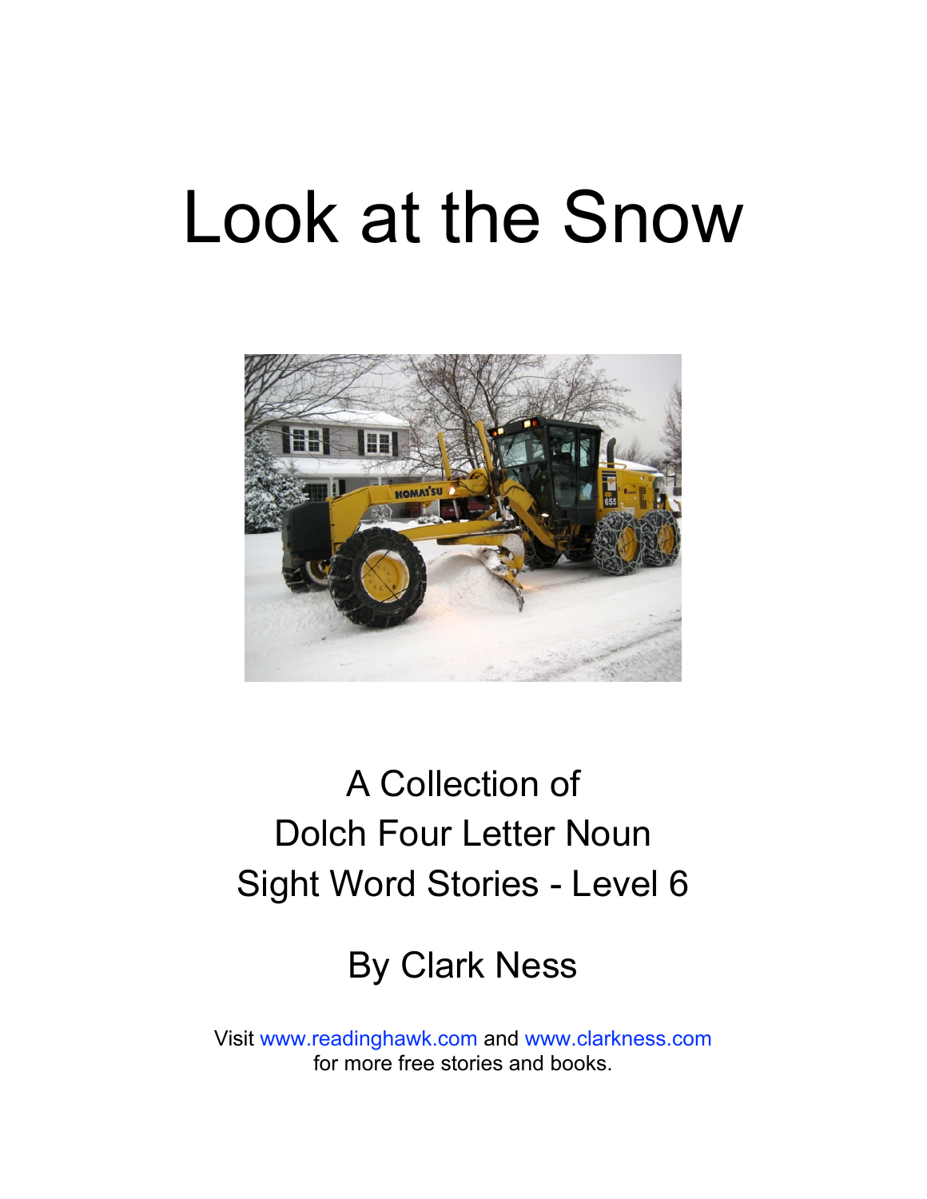# Look at the Snow

A Collection of
Dolch Four Letter Noun
Sight Word Stories - Level 6

By Clark Ness

Visit www.readinghawk.com and www.clarkness.com
for more free stories and books.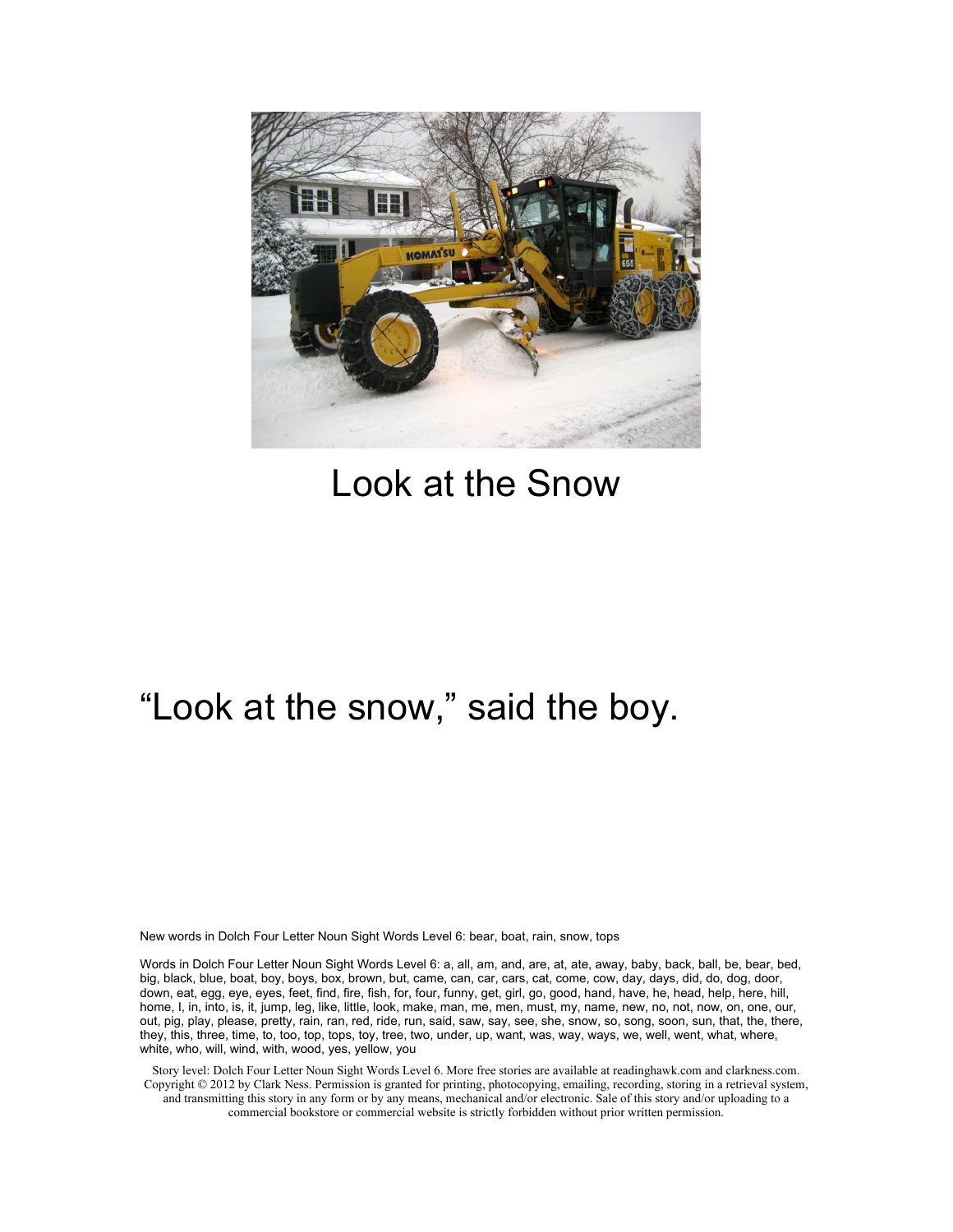# Look at the Snow

"Look at the snow," said the boy.

New words in Dolch Four Letter Noun Sight Words Level 6: bear, boat, rain, snow, tops

Words in Dolch Four Letter Noun Sight Words Level 6: a, all, am, and, are, at, ate, away, baby, back, ball, be, bear, bed, big, black, blue, boat, boy, boys, box, brown, but, came, can, car, cars, cat, come, cow, day, days, did, do, dog, door, down, eat, egg, eye, eyes, feet, find, fire, fish, for, four, funny, get, girl, go, good, hand, have, he, head, help, here, hill, home, I, in, into, is, it, jump, leg, like, little, look, make, man, me, men, must, my, name, new, no, not, now, on, one, our, out, pig, play, please, pretty, rain, ran, red, ride, run, said, saw, say, see, she, snow, so, song, soon, sun, that, the, there, they, this, three, time, to, too, top, tops, toy, tree, two, under, up, want, was, way, ways, we, well, went, what, where, white, who, will, wind, with, wood, yes, yellow, you

Story level: Dolch Four Letter Noun Sight Words Level 6. More free stories are available at readinghawk.com and clarkness.com. Copyright © 2012 by Clark Ness. Permission is granted for printing, photocopying, emailing, recording, storing in a retrieval system, and transmitting this story in any form or by any means, mechanical and/or electronic. Sale of this story and/or uploading to a commercial bookstore or commercial website is strictly forbidden without prior written permission.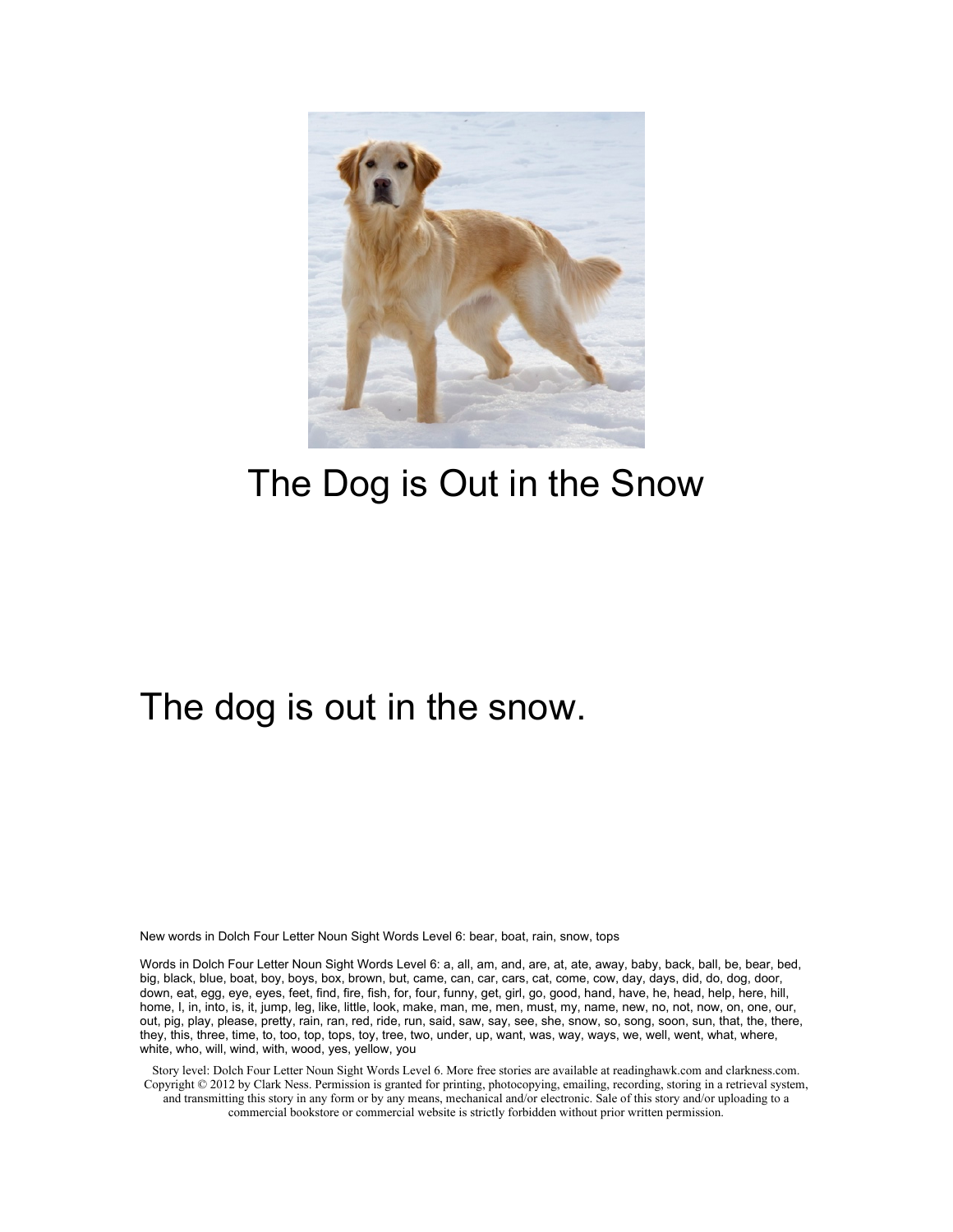# The Dog is Out in the Snow

The dog is out in the snow.

New words in Dolch Four Letter Noun Sight Words Level 6: bear, boat, rain, snow, tops

Words in Dolch Four Letter Noun Sight Words Level 6: a, all, am, and, are, at, ate, away, baby, back, ball, be, bear, bed, big, black, blue, boat, boy, boys, box, brown, but, came, can, car, cars, cat, come, cow, day, days, did, do, dog, door, down, eat, egg, eye, eyes, feet, find, fire, fish, for, four, funny, get, girl, go, good, hand, have, he, head, help, here, hill, home, I, in, into, is, it, jump, leg, like, little, look, make, man, me, men, must, my, name, new, no, not, now, on, one, our, out, pig, play, please, pretty, rain, ran, red, ride, run, said, saw, say, see, she, snow, so, song, soon, sun, that, the, there, they, this, three, time, to, too, top, tops, toy, tree, two, under, up, want, was, way, ways, we, well, went, what, where, white, who, will, wind, with, wood, yes, yellow, you

Story level: Dolch Four Letter Noun Sight Words Level 6. More free stories are available at readinghawk.com and clarkness.com. Copyright © 2012 by Clark Ness. Permission is granted for printing, photocopying, emailing, recording, storing in a retrieval system, and transmitting this story in any form or by any means, mechanical and/or electronic. Sale of this story and/or uploading to a commercial bookstore or commercial website is strictly forbidden without prior written permission.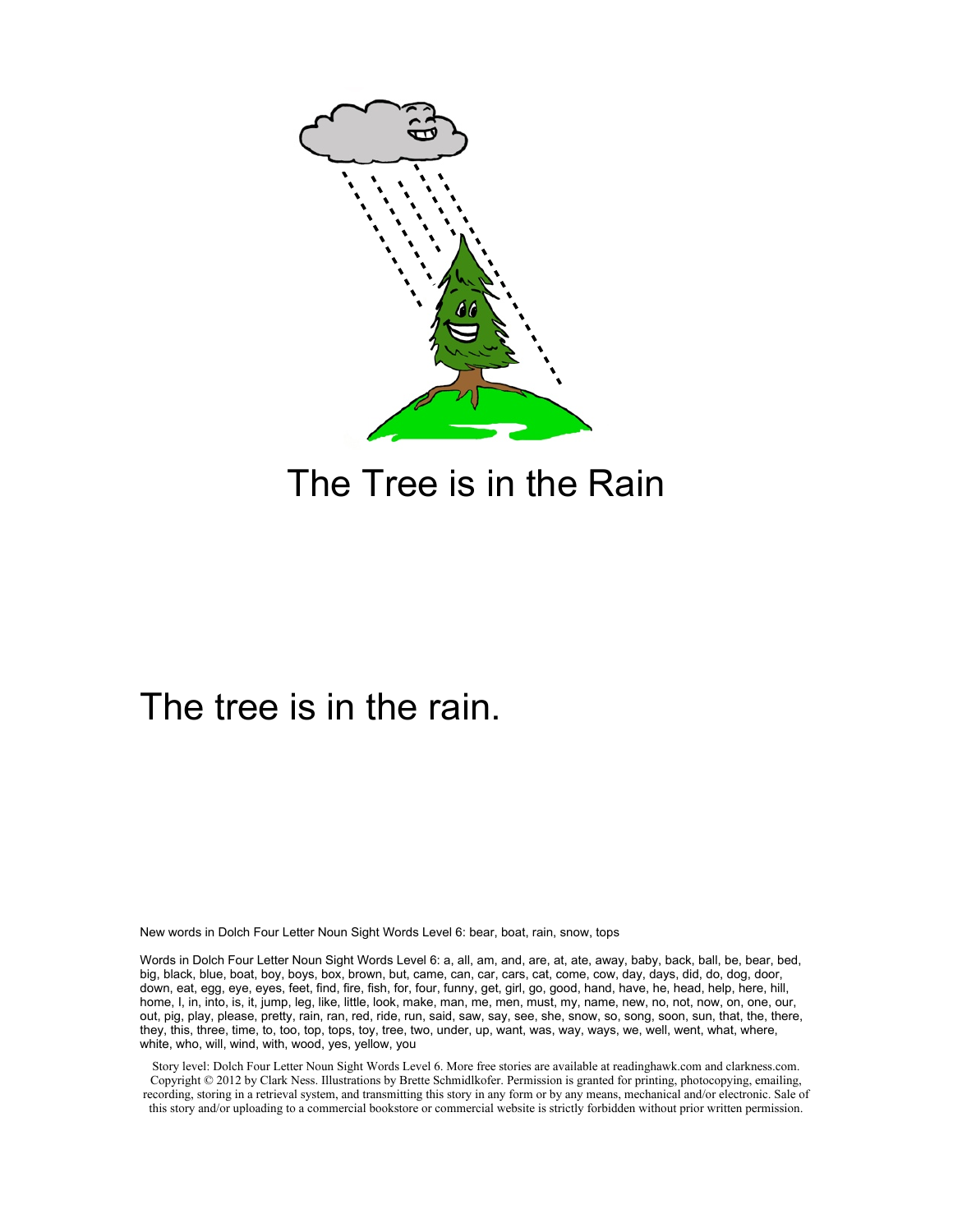# The Tree is in the Rain

The tree is in the rain.

New words in Dolch Four Letter Noun Sight Words Level 6: bear, boat, rain, snow, tops

Words in Dolch Four Letter Noun Sight Words Level 6: a, all, am, and, are, at, ate, away, baby, back, ball, be, bear, bed, big, black, blue, boat, boy, boys, box, brown, but, came, can, car, cars, cat, come, cow, day, days, did, do, dog, door, down, eat, egg, eye, eyes, feet, find, fire, fish, for, four, funny, get, girl, go, good, hand, have, he, head, help, here, hill, home, I, in, into, is, it, jump, leg, like, little, look, make, man, me, men, must, my, name, new, no, not, now, on, one, our, out, pig, play, please, pretty, rain, ran, red, ride, run, said, saw, say, see, she, snow, so, song, soon, sun, that, the, there, they, this, three, time, to, too, top, tops, toy, tree, two, under, up, want, was, way, ways, we, well, went, what, where, white, who, will, wind, with, wood, yes, yellow, you

Story level: Dolch Four Letter Noun Sight Words Level 6. More free stories are available at readinghawk.com and clarkness.com. Copyright © 2012 by Clark Ness. Illustrations by Brette Schmidlkofer. Permission is granted for printing, photocopying, emailing, recording, storing in a retrieval system, and transmitting this story in any form or by any means, mechanical and/or electronic. Sale of this story and/or uploading to a commercial bookstore or commercial website is strictly forbidden without prior written permission.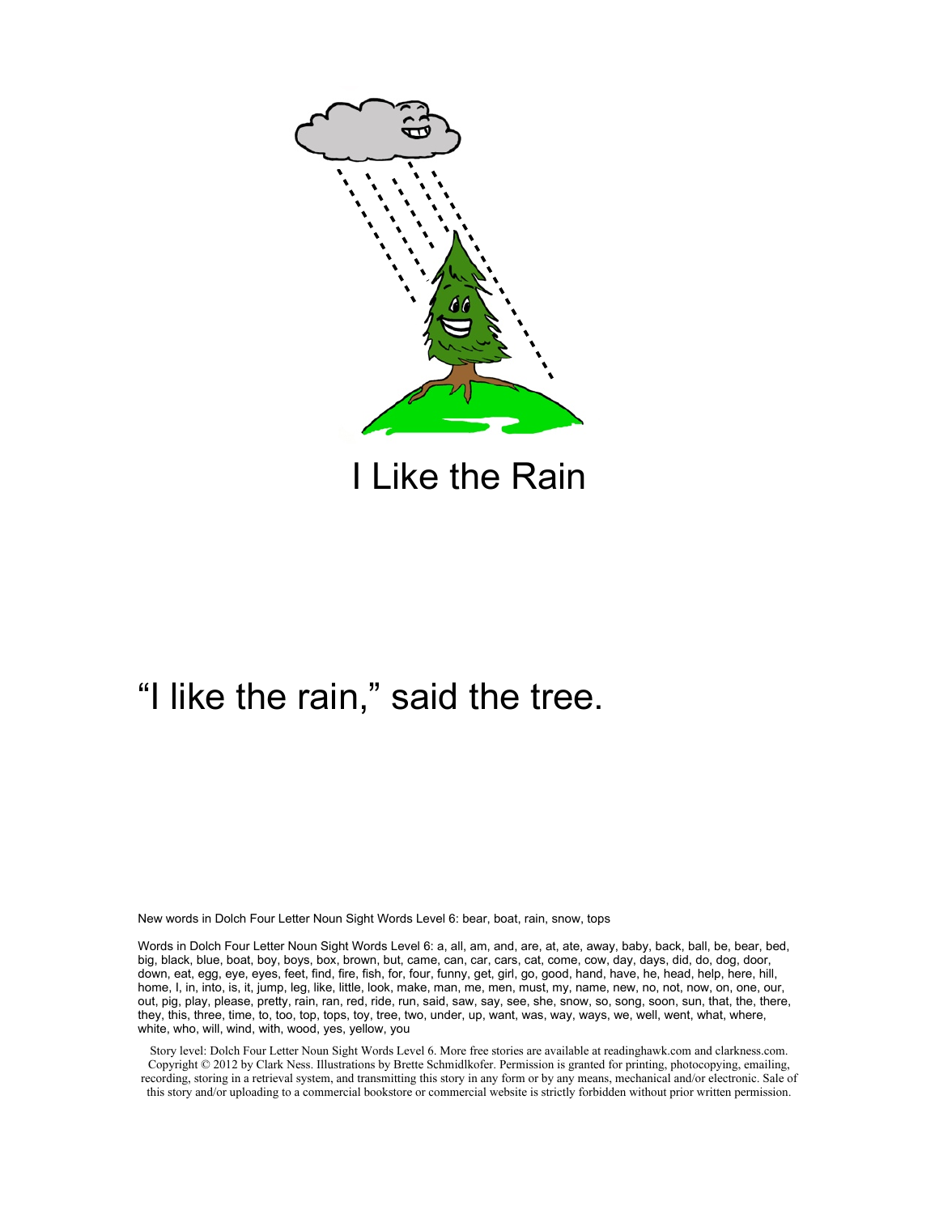# I Like the Rain

"I like the rain," said the tree.

New words in Dolch Four Letter Noun Sight Words Level 6: bear, boat, rain, snow, tops

Words in Dolch Four Letter Noun Sight Words Level 6: a, all, am, and, are, at, ate, away, baby, back, ball, be, bear, bed, big, black, blue, boat, boy, boys, box, brown, but, came, can, car, cars, cat, come, cow, day, days, did, do, dog, door, down, eat, egg, eye, eyes, feet, find, fire, fish, for, four, funny, get, girl, go, good, hand, have, he, head, help, here, hill, home, I, in, into, is, it, jump, leg, like, little, look, make, man, me, men, must, my, name, new, no, not, now, on, one, our, out, pig, play, please, pretty, rain, ran, red, ride, run, said, saw, say, see, she, snow, so, song, soon, sun, that, the, there, they, this, three, time, to, too, top, tops, toy, tree, two, under, up, want, was, way, ways, we, well, went, what, where, white, who, will, wind, with, wood, yes, yellow, you

Story level: Dolch Four Letter Noun Sight Words Level 6. More free stories are available at readinghawk.com and clarkness.com. Copyright © 2012 by Clark Ness. Illustrations by Brette Schmidlkofer. Permission is granted for printing, photocopying, emailing, recording, storing in a retrieval system, and transmitting this story in any form or by any means, mechanical and/or electronic. Sale of this story and/or uploading to a commercial bookstore or commercial website is strictly forbidden without prior written permission.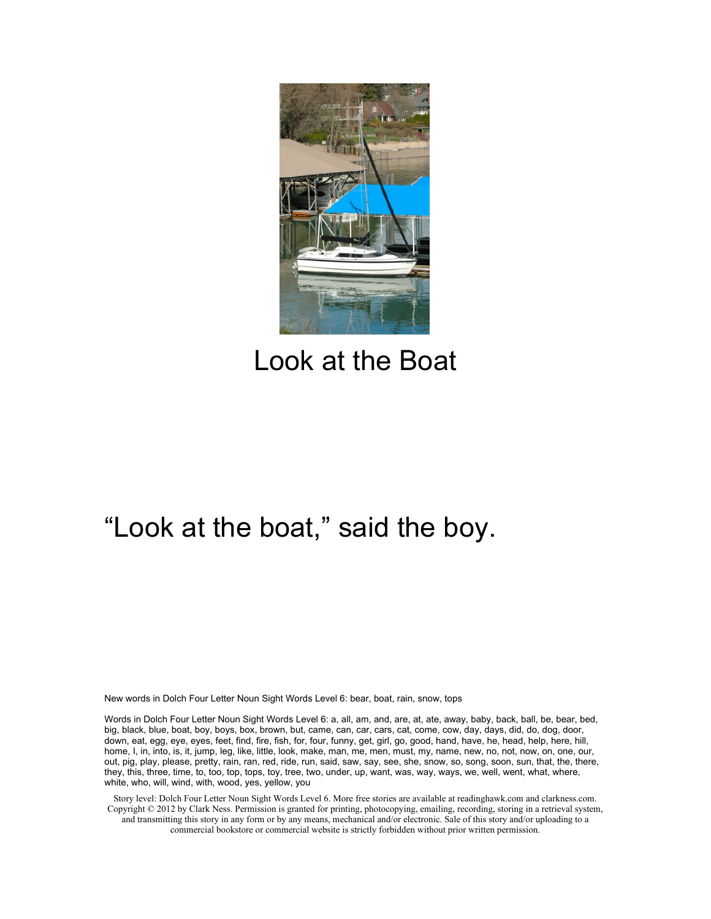# Look at the Boat

"Look at the boat," said the boy.

New words in Dolch Four Letter Noun Sight Words Level 6: bear, boat, rain, snow, tops

Words in Dolch Four Letter Noun Sight Words Level 6: a, all, am, and, are, at, ate, away, baby, back, ball, be, bear, bed, big, black, blue, boat, boy, boys, box, brown, but, came, can, car, cars, cat, come, cow, day, days, did, do, dog, door, down, eat, egg, eye, eyes, feet, find, fire, fish, for, four, funny, get, girl, go, good, hand, have, he, head, help, here, hill, home, I, in, into, is, it, jump, leg, like, little, look, make, man, me, men, must, my, name, new, no, not, now, on, one, our, out, pig, play, please, pretty, rain, ran, red, ride, run, said, saw, say, see, she, snow, so, song, soon, sun, that, the, there, they, this, three, time, to, too, top, tops, toy, tree, two, under, up, want, was, way, ways, we, well, went, what, where, white, who, will, wind, with, wood, yes, yellow, you

Story level: Dolch Four Letter Noun Sight Words Level 6. More free stories are available at readinghawk.com and clarkness.com. Copyright © 2012 by Clark Ness. Permission is granted for printing, photocopying, emailing, recording, storing in a retrieval system, and transmitting this story in any form or by any means, mechanical and/or electronic. Sale of this story and/or uploading to a commercial bookstore or commercial website is strictly forbidden without prior written permission.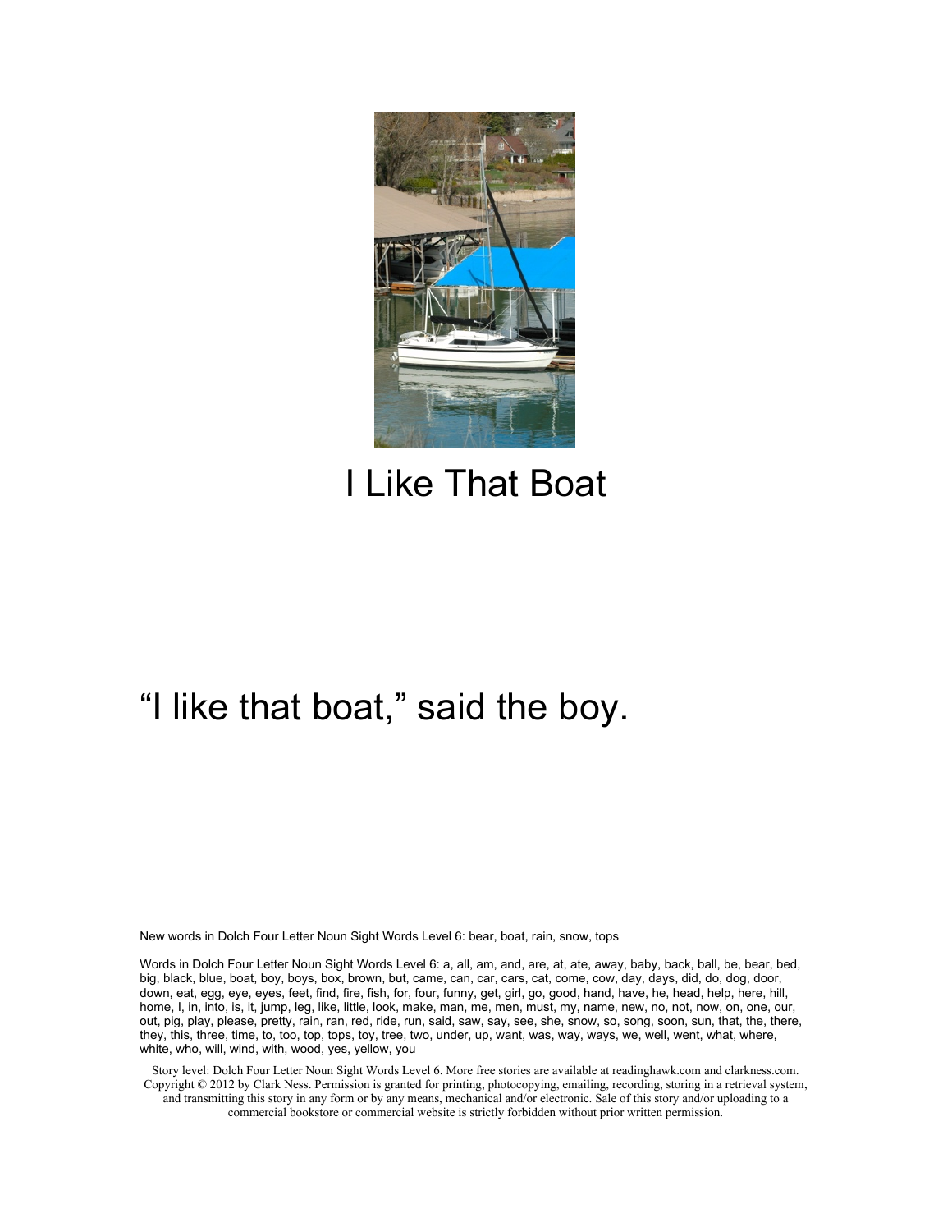# I Like That Boat

"I like that boat," said the boy.

New words in Dolch Four Letter Noun Sight Words Level 6: bear, boat, rain, snow, tops

Words in Dolch Four Letter Noun Sight Words Level 6: a, all, am, and, are, at, ate, away, baby, back, ball, be, bear, bed, big, black, blue, boat, boy, boys, box, brown, but, came, can, car, cars, cat, come, cow, day, days, did, do, dog, door, down, eat, egg, eye, eyes, feet, find, fire, fish, for, four, funny, get, girl, go, good, hand, have, he, head, help, here, hill, home, I, in, into, is, it, jump, leg, like, little, look, make, man, me, men, must, my, name, new, no, not, now, on, one, our, out, pig, play, please, pretty, rain, ran, red, ride, run, said, saw, say, see, she, snow, so, song, soon, sun, that, the, there, they, this, three, time, to, too, top, tops, toy, tree, two, under, up, want, was, way, ways, we, well, went, what, where, white, who, will, wind, with, wood, yes, yellow, you

Story level: Dolch Four Letter Noun Sight Words Level 6. More free stories are available at readinghawk.com and clarkness.com. Copyright © 2012 by Clark Ness. Permission is granted for printing, photocopying, emailing, recording, storing in a retrieval system, and transmitting this story in any form or by any means, mechanical and/or electronic. Sale of this story and/or uploading to a commercial bookstore or commercial website is strictly forbidden without prior written permission.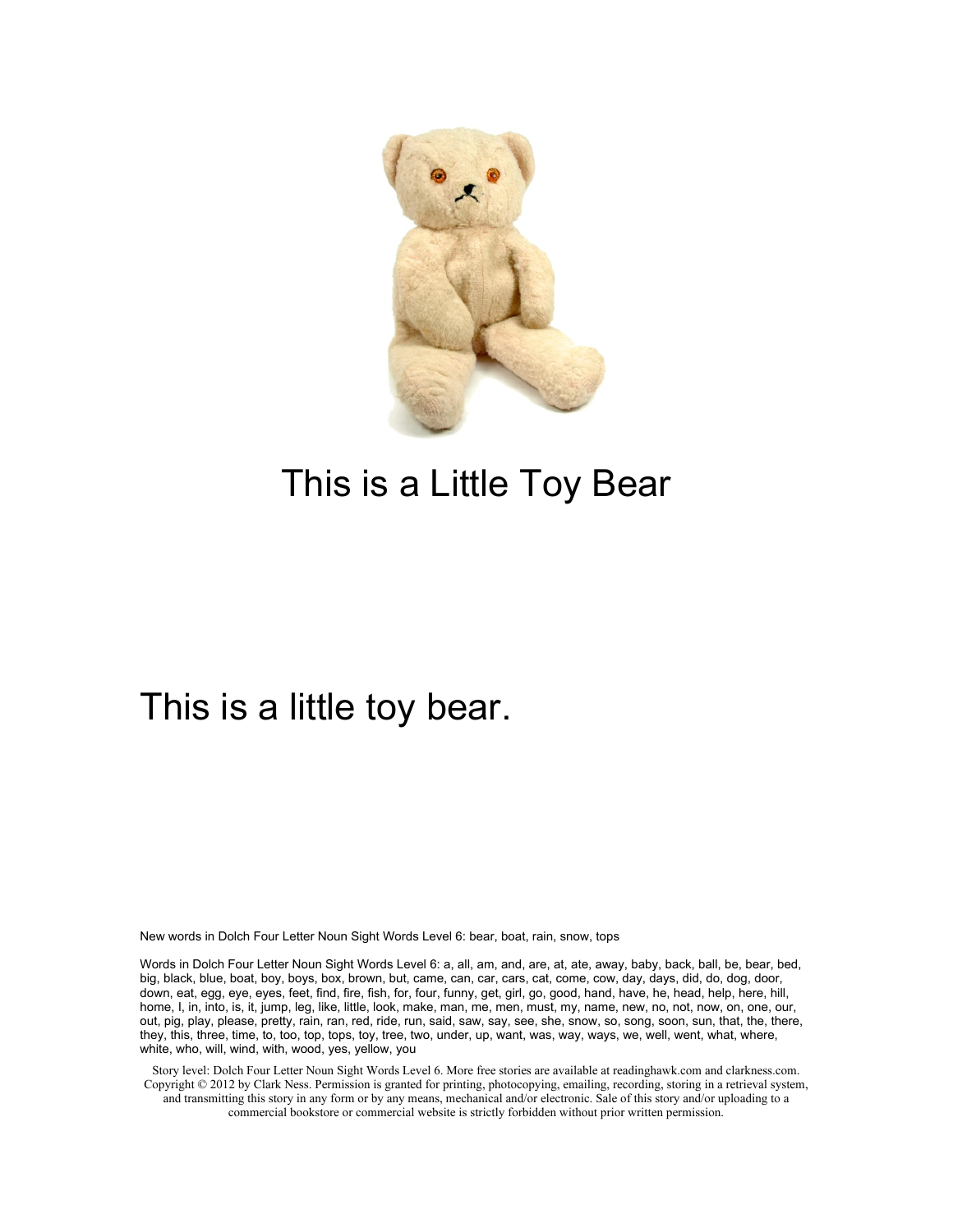# This is a Little Toy Bear

This is a little toy bear.

New words in Dolch Four Letter Noun Sight Words Level 6: bear, boat, rain, snow, tops

Words in Dolch Four Letter Noun Sight Words Level 6: a, all, am, and, are, at, ate, away, baby, back, ball, be, bear, bed, big, black, blue, boat, boy, boys, box, brown, but, came, can, car, cars, cat, come, cow, day, days, did, do, dog, door, down, eat, egg, eye, eyes, feet, find, fire, fish, for, four, funny, get, girl, go, good, hand, have, he, head, help, here, hill, home, I, in, into, is, it, jump, leg, like, little, look, make, man, me, men, must, my, name, new, no, not, now, on, one, our, out, pig, play, please, pretty, rain, ran, red, ride, run, said, saw, say, see, she, snow, so, song, soon, sun, that, the, there, they, this, three, time, to, too, top, tops, toy, tree, two, under, up, want, was, way, ways, we, well, went, what, where, white, who, will, wind, with, wood, yes, yellow, you

Story level: Dolch Four Letter Noun Sight Words Level 6. More free stories are available at readinghawk.com and clarkness.com. Copyright © 2012 by Clark Ness. Permission is granted for printing, photocopying, emailing, recording, storing in a retrieval system, and transmitting this story in any form or by any means, mechanical and/or electronic. Sale of this story and/or uploading to a commercial bookstore or commercial website is strictly forbidden without prior written permission.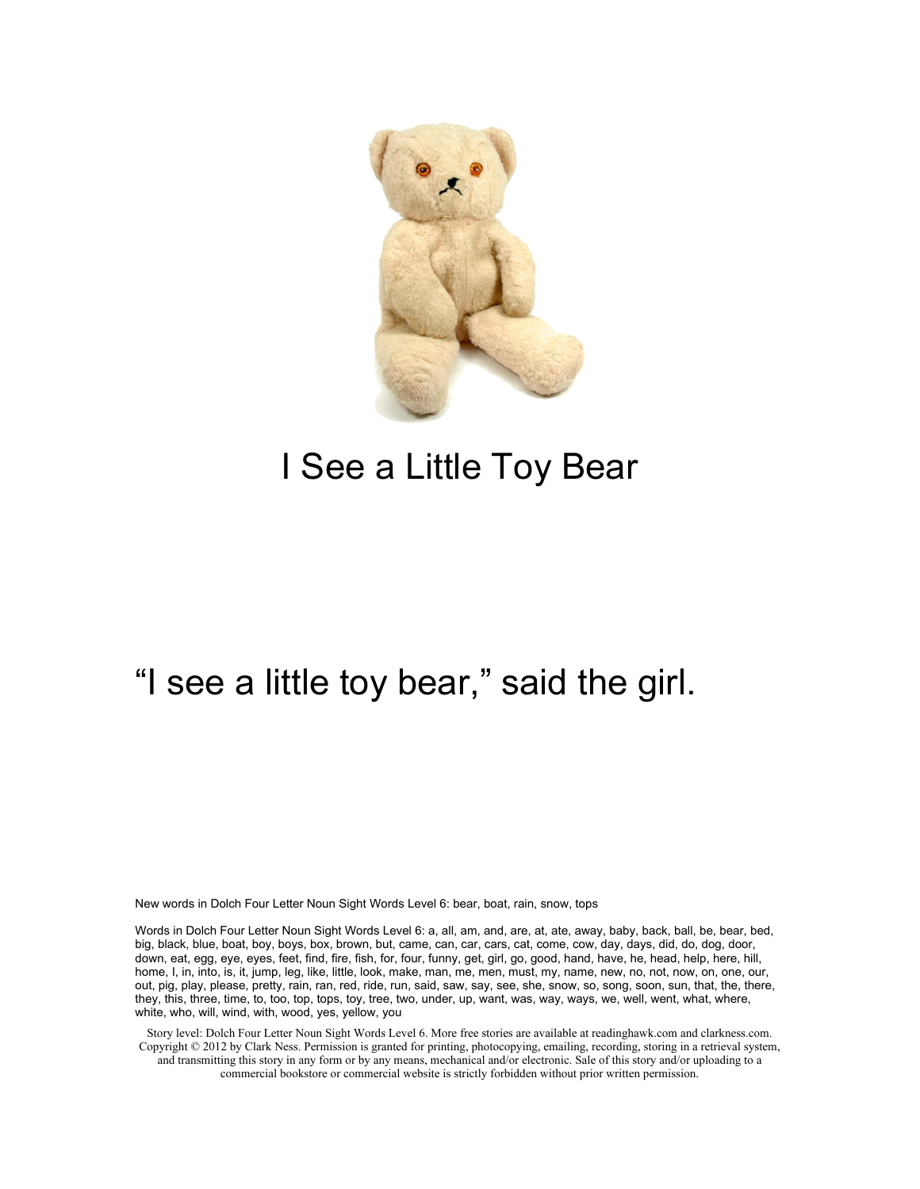# I See a Little Toy Bear

"I see a little toy bear," said the girl.

New words in Dolch Four Letter Noun Sight Words Level 6: bear, boat, rain, snow, tops

Words in Dolch Four Letter Noun Sight Words Level 6: a, all, am, and, are, at, ate, away, baby, back, ball, be, bear, bed, big, black, blue, boat, boy, boys, box, brown, but, came, can, car, cars, cat, come, cow, day, days, did, do, dog, door, down, eat, egg, eye, eyes, feet, find, fire, fish, for, four, funny, get, girl, go, good, hand, have, he, head, help, here, hill, home, I, in, into, is, it, jump, leg, like, little, look, make, man, me, men, must, my, name, new, no, not, now, on, one, our, out, pig, play, please, pretty, rain, ran, red, ride, run, said, saw, say, see, she, snow, so, song, soon, sun, that, the, there, they, this, three, time, to, too, top, tops, toy, tree, two, under, up, want, was, way, ways, we, well, went, what, where, white, who, will, wind, with, wood, yes, yellow, you

Story level: Dolch Four Letter Noun Sight Words Level 6. More free stories are available at readinghawk.com and clarkness.com. Copyright © 2012 by Clark Ness. Permission is granted for printing, photocopying, emailing, recording, storing in a retrieval system, and transmitting this story in any form or by any means, mechanical and/or electronic. Sale of this story and/or uploading to a commercial bookstore or commercial website is strictly forbidden without prior written permission.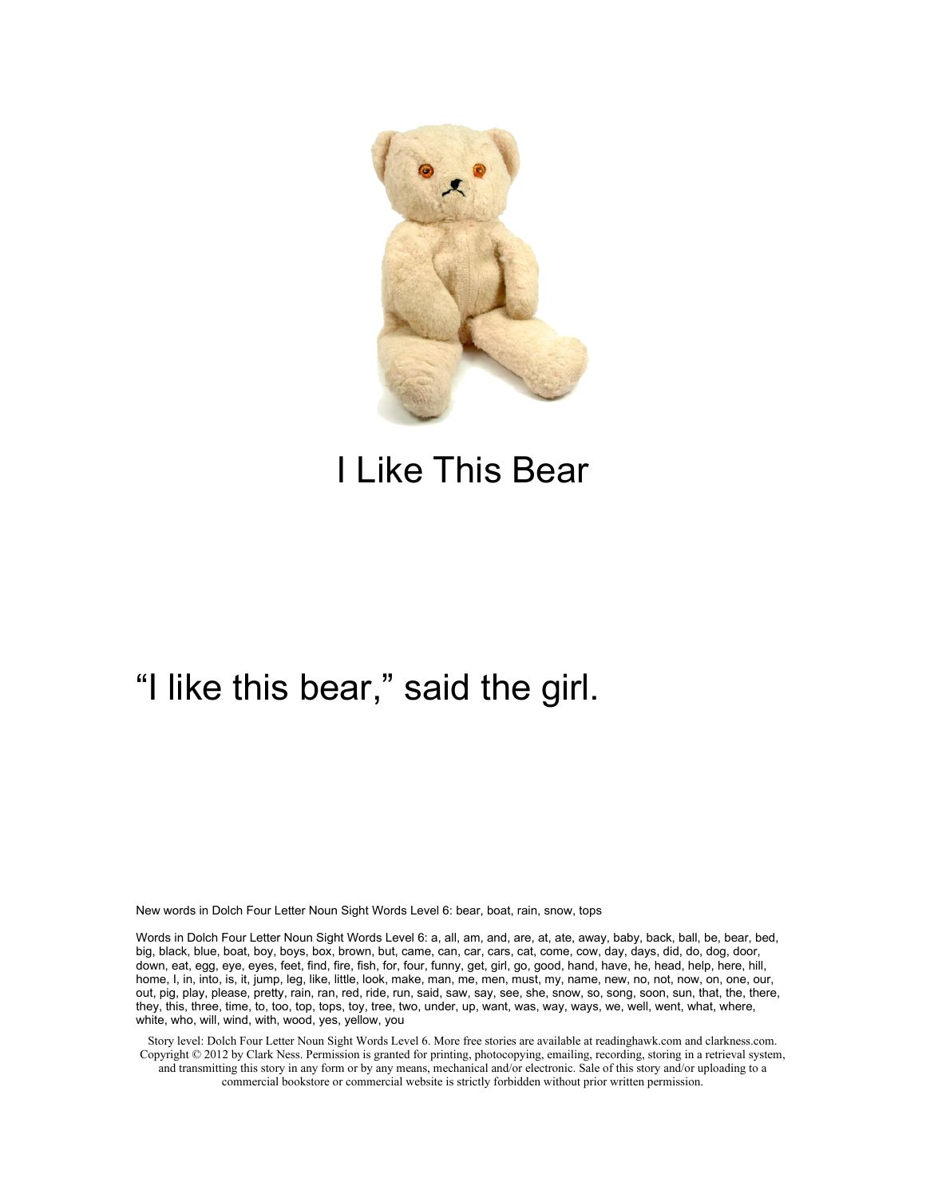# I Like This Bear

"I like this bear," said the girl.

New words in Dolch Four Letter Noun Sight Words Level 6: bear, boat, rain, snow, tops

Words in Dolch Four Letter Noun Sight Words Level 6: a, all, am, and, are, at, ate, away, baby, back, ball, be, bear, bed, big, black, blue, boat, boy, boys, box, brown, but, came, can, car, cars, cat, come, cow, day, days, did, do, dog, door, down, eat, egg, eye, eyes, feet, find, fire, fish, for, four, funny, get, girl, go, good, hand, have, he, head, help, here, hill, home, I, in, into, is, it, jump, leg, like, little, look, make, man, me, men, must, my, name, new, no, not, now, on, one, our, out, pig, play, please, pretty, rain, ran, red, ride, run, said, saw, say, see, she, snow, so, song, soon, sun, that, the, there, they, this, three, time, to, too, top, tops, toy, tree, two, under, up, want, was, way, ways, we, well, went, what, where, white, who, will, wind, with, wood, yes, yellow, you

Story level: Dolch Four Letter Noun Sight Words Level 6. More free stories are available at readinghawk.com and clarkness.com. Copyright © 2012 by Clark Ness. Permission is granted for printing, photocopying, emailing, recording, storing in a retrieval system, and transmitting this story in any form or by any means, mechanical and/or electronic. Sale of this story and/or uploading to a commercial bookstore or commercial website is strictly forbidden without prior written permission.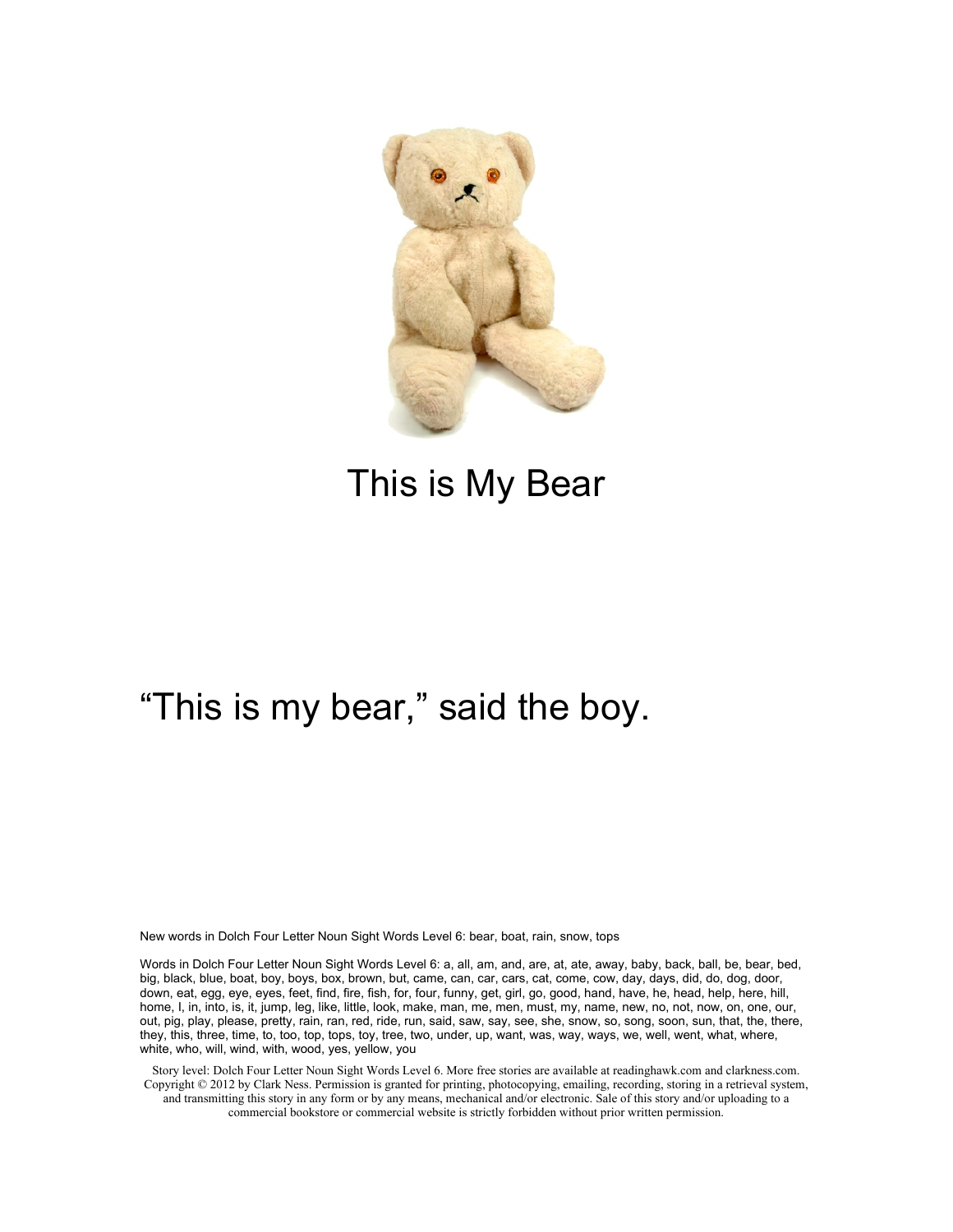# This is My Bear

"This is my bear," said the boy.

New words in Dolch Four Letter Noun Sight Words Level 6: bear, boat, rain, snow, tops

Words in Dolch Four Letter Noun Sight Words Level 6: a, all, am, and, are, at, ate, away, baby, back, ball, be, bear, bed, big, black, blue, boat, boy, boys, box, brown, but, came, can, car, cars, cat, come, cow, day, days, did, do, dog, door, down, eat, egg, eye, eyes, feet, find, fire, fish, for, four, funny, get, girl, go, good, hand, have, he, head, help, here, hill, home, I, in, into, is, it, jump, leg, like, little, look, make, man, me, men, must, my, name, new, no, not, now, on, one, our, out, pig, play, please, pretty, rain, ran, red, ride, run, said, saw, say, see, she, snow, so, song, soon, sun, that, the, there, they, this, three, time, to, too, top, tops, toy, tree, two, under, up, want, was, way, ways, we, well, went, what, where, white, who, will, wind, with, wood, yes, yellow, you

Story level: Dolch Four Letter Noun Sight Words Level 6. More free stories are available at readinghawk.com and clarkness.com. Copyright © 2012 by Clark Ness. Permission is granted for printing, photocopying, emailing, recording, storing in a retrieval system, and transmitting this story in any form or by any means, mechanical and/or electronic. Sale of this story and/or uploading to a commercial bookstore or commercial website is strictly forbidden without prior written permission.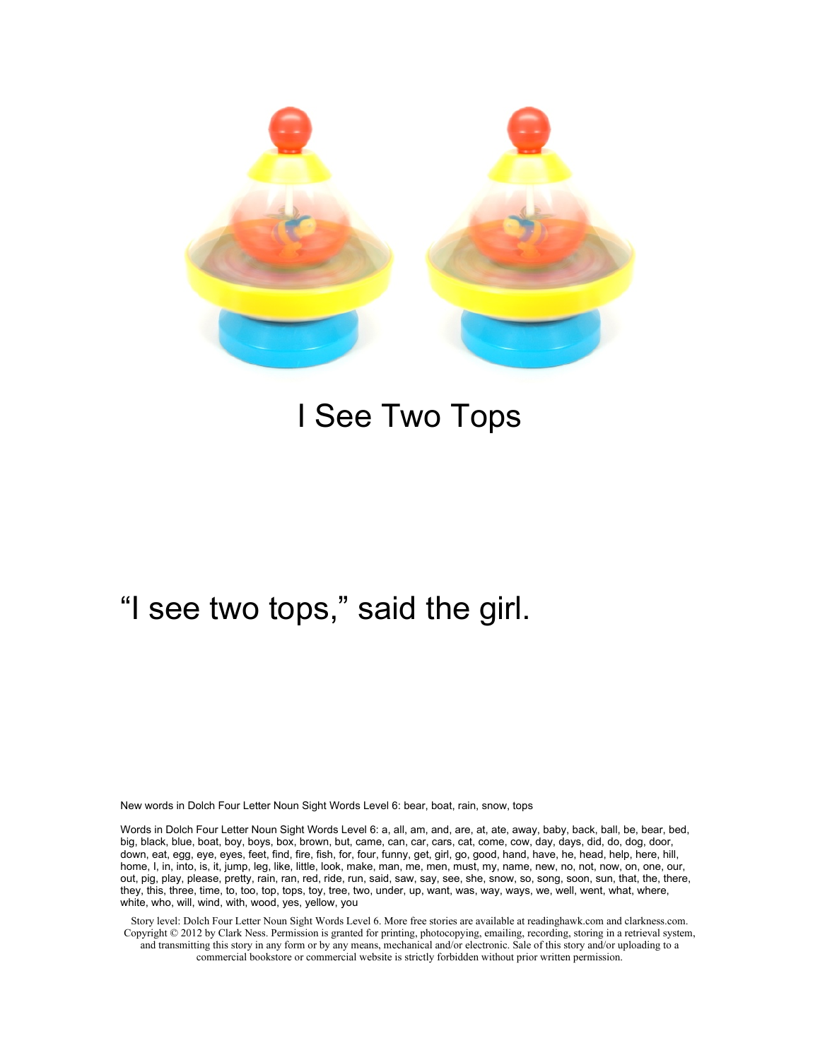I See Two Tops

“I see two tops,” said the girl.

New words in Dolch Four Letter Noun Sight Words Level 6: bear, boat, rain, snow, tops

Words in Dolch Four Letter Noun Sight Words Level 6: a, all, am, and, are, at, ate, away, baby, back, ball, be, bear, bed, big, black, blue, boat, boy, boys, box, brown, but, came, can, car, cars, cat, come, cow, day, days, did, do, dog, door, down, eat, egg, eye, eyes, feet, find, fire, fish, for, four, funny, get, girl, go, good, hand, have, he, head, help, here, hill, home, I, in, into, is, it, jump, leg, like, little, look, make, man, me, men, must, my, name, new, no, not, now, on, one, our, out, pig, play, please, pretty, rain, ran, red, ride, run, said, saw, say, see, she, snow, so, song, soon, sun, that, the, there, they, this, three, time, to, too, top, tops, toy, tree, two, under, up, want, was, way, ways, we, well, went, what, where, white, who, will, wind, with, wood, yes, yellow, you

Story level: Dolch Four Letter Noun Sight Words Level 6. More free stories are available at readinghawk.com and clarkness.com. Copyright © 2012 by Clark Ness. Permission is granted for printing, photocopying, emailing, recording, storing in a retrieval system, and transmitting this story in any form or by any means, mechanical and/or electronic. Sale of this story and/or uploading to a commercial bookstore or commercial website is strictly forbidden without prior written permission.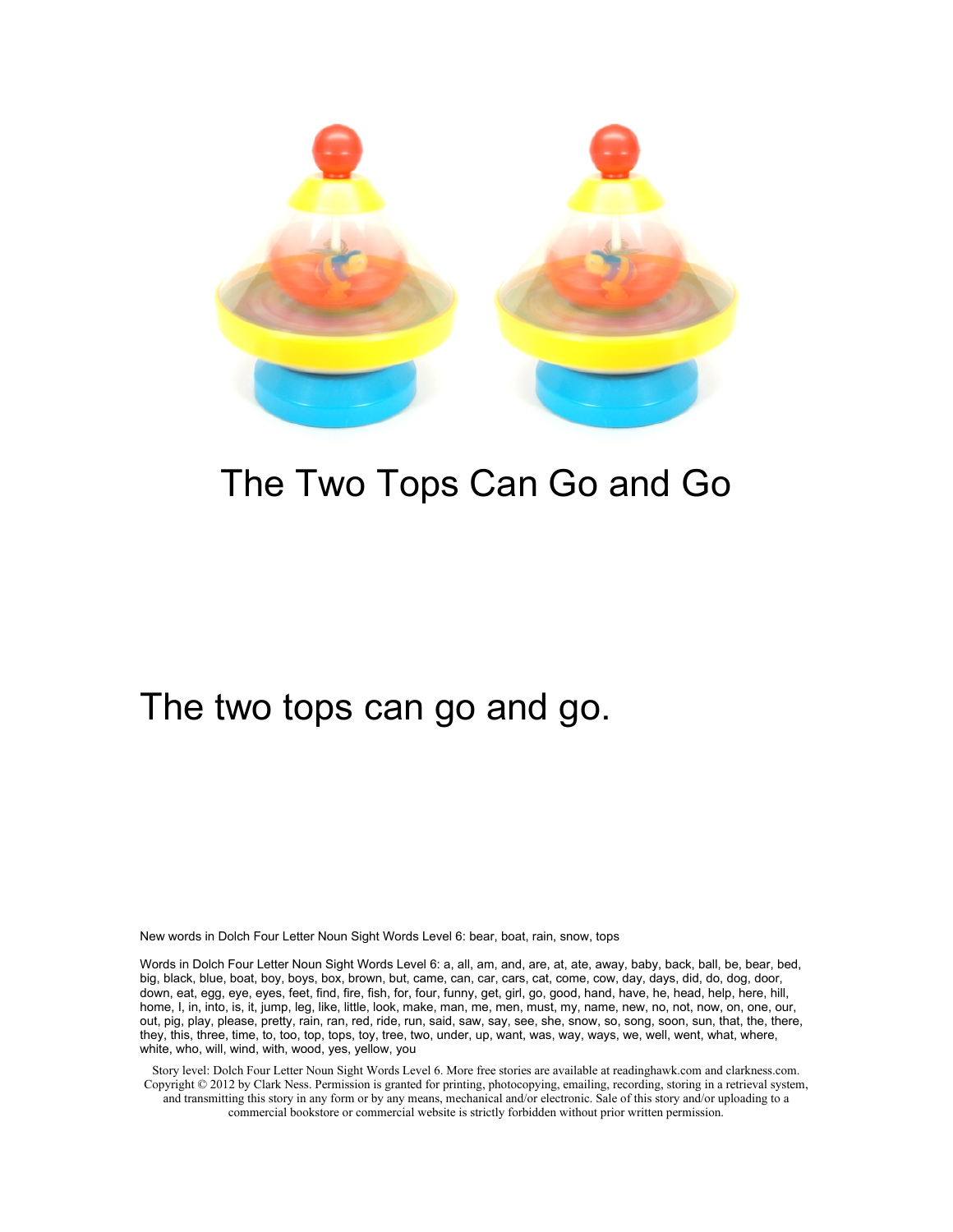The Two Tops Can Go and Go

The two tops can go and go.

New words in Dolch Four Letter Noun Sight Words Level 6: bear, boat, rain, snow, tops

Words in Dolch Four Letter Noun Sight Words Level 6: a, all, am, and, are, at, ate, away, baby, back, ball, be, bear, bed, big, black, blue, boat, boy, boys, box, brown, but, came, can, car, cars, cat, come, cow, day, days, did, do, dog, door, down, eat, egg, eye, eyes, feet, find, fire, fish, for, four, funny, get, girl, go, good, hand, have, he, head, help, here, hill, home, I, in, into, is, it, jump, leg, like, little, look, make, man, me, men, must, my, name, new, no, not, now, on, one, our, out, pig, play, please, pretty, rain, ran, red, ride, run, said, saw, say, see, she, snow, so, song, soon, sun, that, the, there, they, this, three, time, to, too, top, tops, toy, tree, two, under, up, want, was, way, ways, we, well, went, what, where, white, who, will, wind, with, wood, yes, yellow, you

Story level: Dolch Four Letter Noun Sight Words Level 6. More free stories are available at readinghawk.com and clarkness.com. Copyright © 2012 by Clark Ness. Permission is granted for printing, photocopying, emailing, recording, storing in a retrieval system, and transmitting this story in any form or by any means, mechanical and/or electronic. Sale of this story and/or uploading to a commercial bookstore or commercial website is strictly forbidden without prior written permission.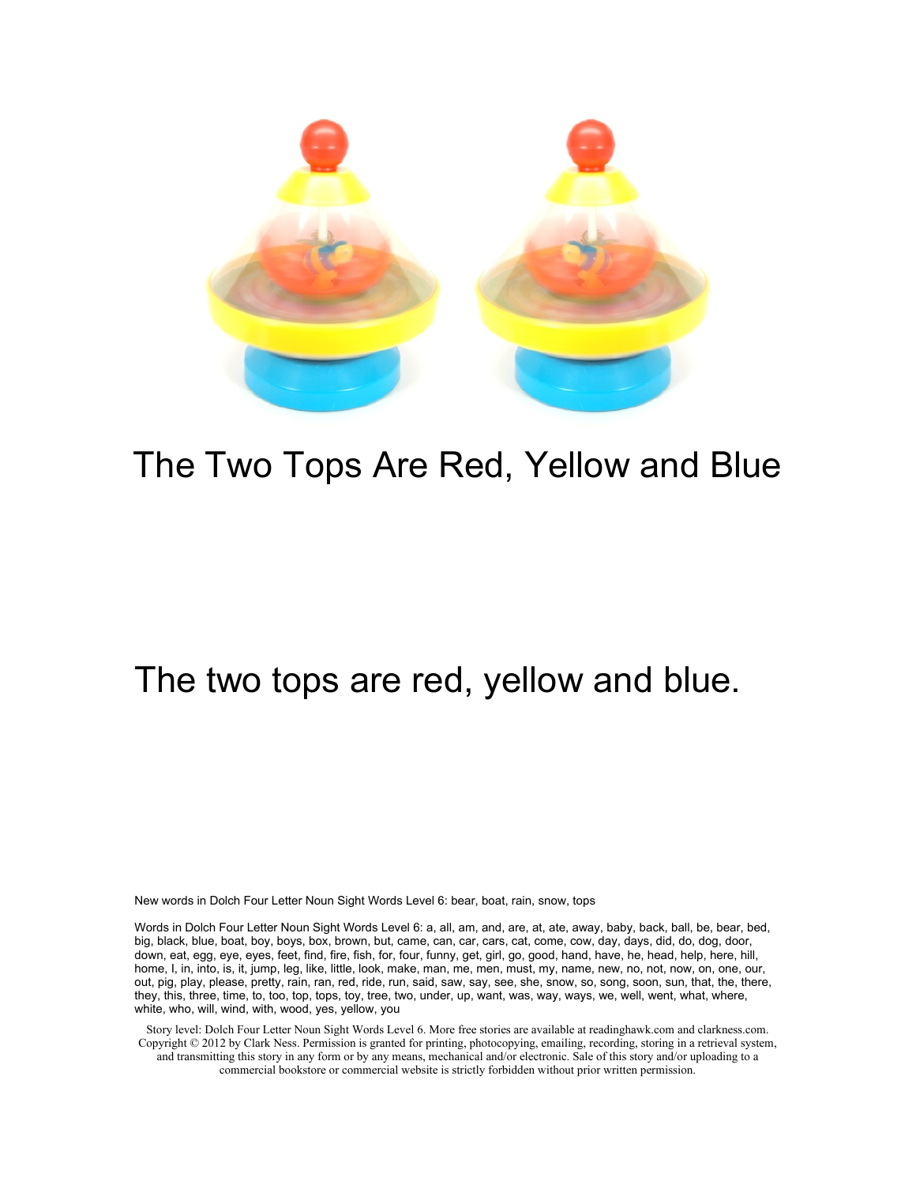# The Two Tops Are Red, Yellow and Blue

The two tops are red, yellow and blue.

New words in Dolch Four Letter Noun Sight Words Level 6: bear, boat, rain, snow, tops

Words in Dolch Four Letter Noun Sight Words Level 6: a, all, am, and, are, at, ate, away, baby, back, ball, be, bear, bed, big, black, blue, boat, boy, boys, box, brown, but, came, can, car, cars, cat, come, cow, day, days, did, do, dog, door, down, eat, egg, eye, eyes, feet, find, fire, fish, for, four, funny, get, girl, go, good, hand, have, he, head, help, here, hill, home, I, in, into, is, it, jump, leg, like, little, look, make, man, me, men, must, my, name, new, no, not, now, on, one, our, out, pig, play, please, pretty, rain, ran, red, ride, run, said, saw, say, see, she, snow, so, song, soon, sun, that, the, there, they, this, three, time, to, too, top, tops, toy, tree, two, under, up, want, was, way, ways, we, well, went, what, where, white, who, will, wind, with, wood, yes, yellow, you

Story level: Dolch Four Letter Noun Sight Words Level 6. More free stories are available at readinghawk.com and clarkness.com. Copyright © 2012 by Clark Ness. Permission is granted for printing, photocopying, emailing, recording, storing in a retrieval system, and transmitting this story in any form or by any means, mechanical and/or electronic. Sale of this story and/or uploading to a commercial bookstore or commercial website is strictly forbidden without prior written permission.